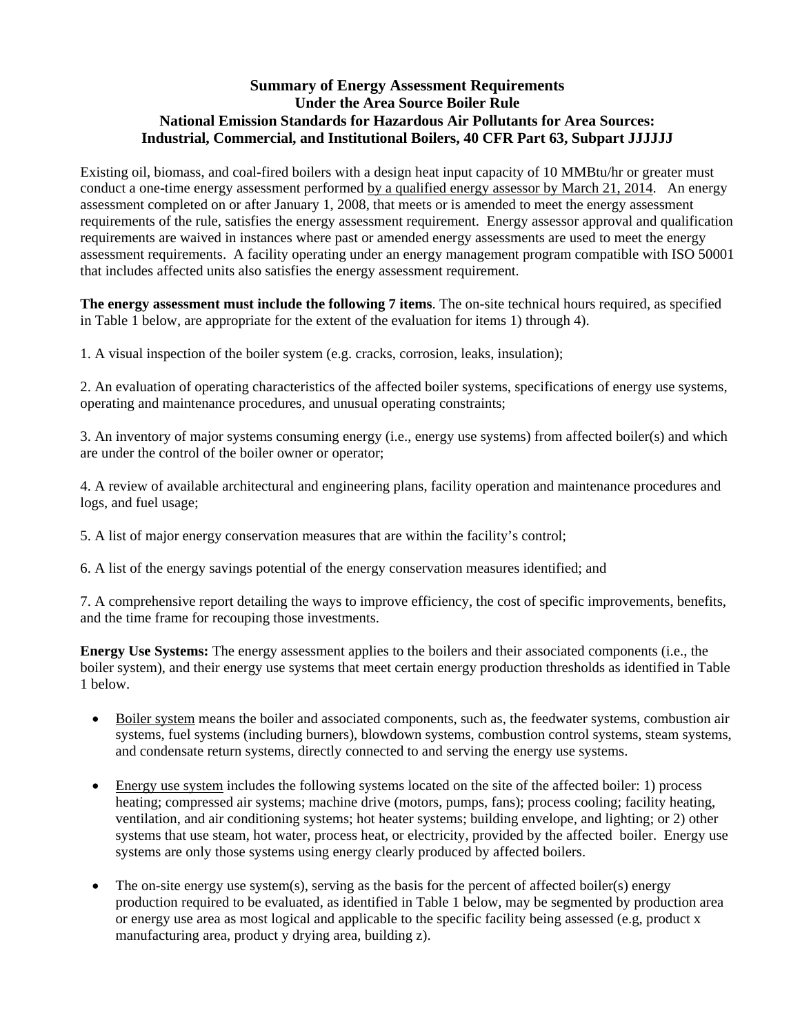# Summary of Energy Assessment Requirements
## Under the Area Source Boiler Rule
## National Emission Standards for Hazardous Air Pollutants for Area Sources: Industrial, Commercial, and Institutional Boilers, 40 CFR Part 63, Subpart JJJJJJ

Existing oil, biomass, and coal-fired boilers with a design heat input capacity of 10 MMBtu/hr or greater must conduct a one-time energy assessment performed <u>by a qualified energy assessor by March 21, 2014</u>. An energy assessment completed on or after January 1, 2008, that meets or is amended to meet the energy assessment requirements of the rule, satisfies the energy assessment requirement. Energy assessor approval and qualification requirements are waived in instances where past or amended energy assessments are used to meet the energy assessment requirements. A facility operating under an energy management program compatible with ISO 50001 that includes affected units also satisfies the energy assessment requirement.

**The energy assessment must include the following 7 items**. The on-site technical hours required, as specified in Table 1 below, are appropriate for the extent of the evaluation for items 1) through 4).

1. A visual inspection of the boiler system (e.g. cracks, corrosion, leaks, insulation);

2. An evaluation of operating characteristics of the affected boiler systems, specifications of energy use systems, operating and maintenance procedures, and unusual operating constraints;

3. An inventory of major systems consuming energy (i.e., energy use systems) from affected boiler(s) and which are under the control of the boiler owner or operator;

4. A review of available architectural and engineering plans, facility operation and maintenance procedures and logs, and fuel usage;

5. A list of major energy conservation measures that are within the facility's control;

6. A list of the energy savings potential of the energy conservation measures identified; and

7. A comprehensive report detailing the ways to improve efficiency, the cost of specific improvements, benefits, and the time frame for recouping those investments.

**Energy Use Systems:** The energy assessment applies to the boilers and their associated components (i.e., the boiler system), and their energy use systems that meet certain energy production thresholds as identified in Table 1 below.

- <u>Boiler system</u> means the boiler and associated components, such as, the feedwater systems, combustion air systems, fuel systems (including burners), blowdown systems, combustion control systems, steam systems, and condensate return systems, directly connected to and serving the energy use systems.

- <u>Energy use system</u> includes the following systems located on the site of the affected boiler: 1) process heating; compressed air systems; machine drive (motors, pumps, fans); process cooling; facility heating, ventilation, and air conditioning systems; hot heater systems; building envelope, and lighting; or 2) other systems that use steam, hot water, process heat, or electricity, provided by the affected boiler. Energy use systems are only those systems using energy clearly produced by affected boilers.

- The on-site energy use system(s), serving as the basis for the percent of affected boiler(s) energy production required to be evaluated, as identified in Table 1 below, may be segmented by production area or energy use area as most logical and applicable to the specific facility being assessed (e.g, product x manufacturing area, product y drying area, building z).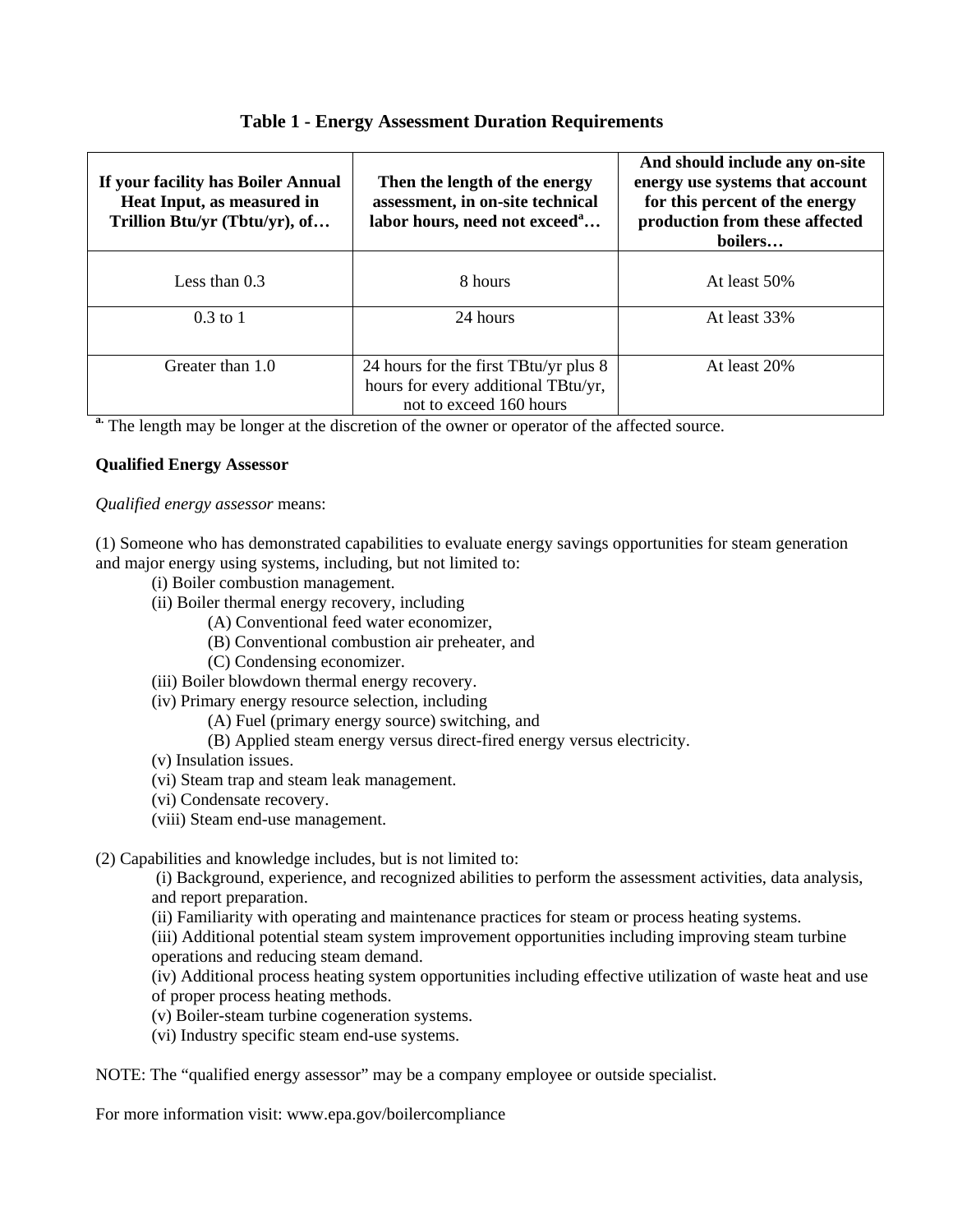### Table 1 - Energy Assessment Duration Requirements

| If your facility has Boiler Annual Heat Input, as measured in Trillion Btu/yr (Tbtu/yr), of… | Then the length of the energy assessment, in on-site technical labor hours, need not exceed[a]… | And should include any on-site energy use systems that account for this percent of the energy production from these affected boilers… |
|---|---|---|
| Less than 0.3 | 8 hours | At least 50% |
| 0.3 to 1 | 24 hours | At least 33% |
| Greater than 1.0 | 24 hours for the first TBtu/yr plus 8 hours for every additional TBtu/yr, not to exceed 160 hours | At least 20% |

[a] The length may be longer at the discretion of the owner or operator of the affected source.

**Qualified Energy Assessor**

*Qualified energy assessor* means:

(1) Someone who has demonstrated capabilities to evaluate energy savings opportunities for steam generation and major energy using systems, including, but not limited to:

- (i) Boiler combustion management.
- (ii) Boiler thermal energy recovery, including
  - (A) Conventional feed water economizer,
  - (B) Conventional combustion air preheater, and
  - (C) Condensing economizer.
- (iii) Boiler blowdown thermal energy recovery.
- (iv) Primary energy resource selection, including
  - (A) Fuel (primary energy source) switching, and
  - (B) Applied steam energy versus direct-fired energy versus electricity.
- (v) Insulation issues.
- (vi) Steam trap and steam leak management.
- (vi) Condensate recovery.
- (viii) Steam end-use management.

(2) Capabilities and knowledge includes, but is not limited to:

- (i) Background, experience, and recognized abilities to perform the assessment activities, data analysis, and report preparation.
- (ii) Familiarity with operating and maintenance practices for steam or process heating systems.
- (iii) Additional potential steam system improvement opportunities including improving steam turbine operations and reducing steam demand.
- (iv) Additional process heating system opportunities including effective utilization of waste heat and use of proper process heating methods.
- (v) Boiler-steam turbine cogeneration systems.
- (vi) Industry specific steam end-use systems.

NOTE: The "qualified energy assessor" may be a company employee or outside specialist.

For more information visit: www.epa.gov/boilercompliance